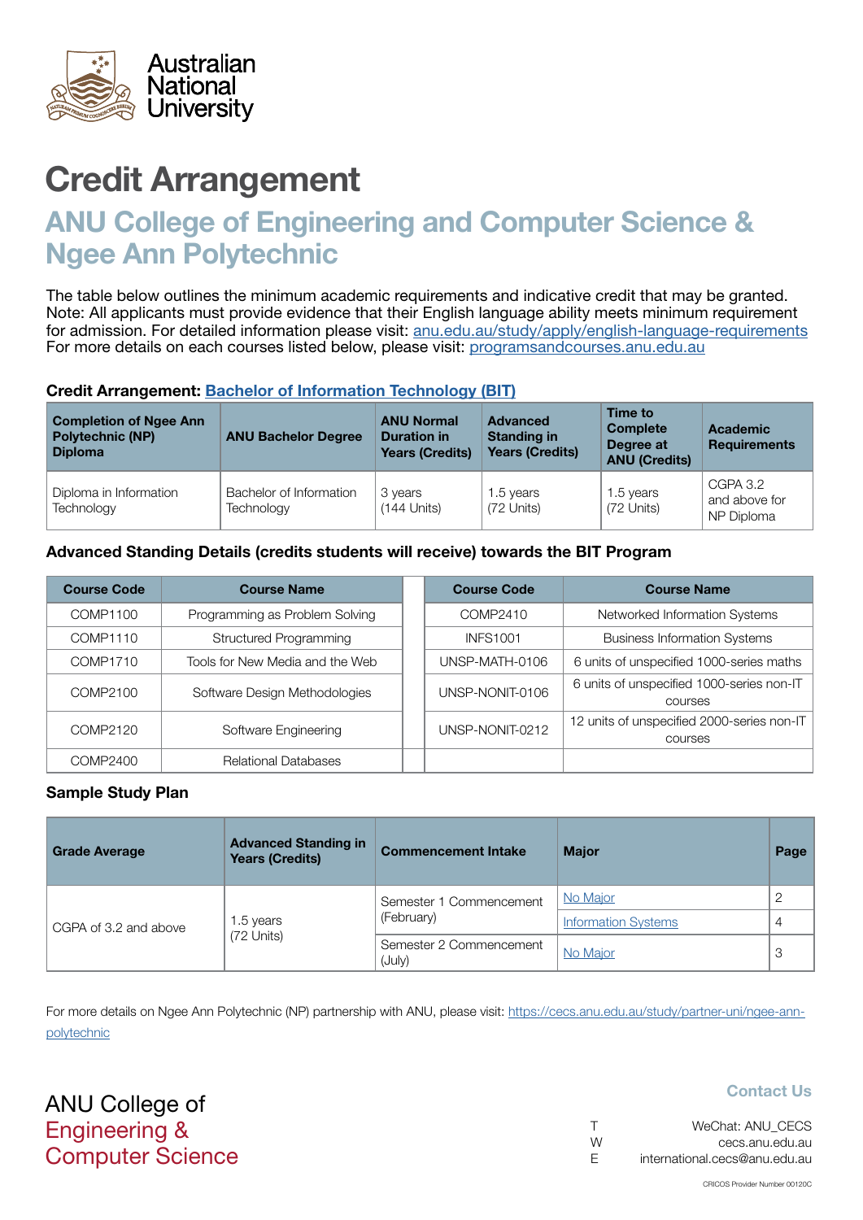Australian National University

# Credit Arrangement

## ANU College of Engineering and Computer Science & Ngee Ann Polytechnic

The table below outlines the minimum academic requirements and indicative credit that may be granted. Note: All applicants must provide evidence that their English language ability meets minimum requirement for admission. For detailed information please visit: [anu.edu.au/study/apply/english-language-requirements](anu.edu.au/study/apply/english-language-requirements)
For more details on each courses listed below, please visit: [programsandcourses.anu.edu.au](programsandcourses.anu.edu.au)

### Credit Arrangement: [Bachelor of Information Technology (BIT)]()

| Completion of Ngee Ann Polytechnic (NP) Diploma | ANU Bachelor Degree | ANU Normal Duration in Years (Credits) | Advanced Standing in Years (Credits) | Time to Complete Degree at ANU (Credits) | Academic Requirements |
|---|---|---|---|---|---|
| Diploma in Information Technology | Bachelor of Information Technology | 3 years (144 Units) | 1.5 years (72 Units) | 1.5 years (72 Units) | CGPA 3.2 and above for NP Diploma |

### Advanced Standing Details (credits students will receive) towards the BIT Program

| Course Code | Course Name | | Course Code | Course Name |
|---|---|---|---|---|
| COMP1100 | Programming as Problem Solving | | COMP2410 | Networked Information Systems |
| COMP1110 | Structured Programming | | INFS1001 | Business Information Systems |
| COMP1710 | Tools for New Media and the Web | | UNSP-MATH-0106 | 6 units of unspecified 1000-series maths |
| COMP2100 | Software Design Methodologies | | UNSP-NONIT-0106 | 6 units of unspecified 1000-series non-IT courses |
| COMP2120 | Software Engineering | | UNSP-NONIT-0212 | 12 units of unspecified 2000-series non-IT courses |
| COMP2400 | Relational Databases | | | |

### Sample Study Plan

| Grade Average | Advanced Standing in Years (Credits) | Commencement Intake | Major | Page |
|---|---|---|---|---|
| CGPA of 3.2 and above | 1.5 years (72 Units) | Semester 1 Commencement (February) | [No Major]() | 2 |
| | | | [Information Systems]() | 4 |
| | | Semester 2 Commencement (July) | [No Major]() | 3 |

For more details on Ngee Ann Polytechnic (NP) partnership with ANU, please visit: [https://cecs.anu.edu.au/study/partner-uni/ngee-ann-polytechnic](https://cecs.anu.edu.au/study/partner-uni/ngee-ann-polytechnic)

ANU College of Engineering & Computer Science

**Contact Us**

T WeChat: ANU_CECS
W cecs.anu.edu.au
E international.cecs@anu.edu.au

CRICOS Provider Number 00120C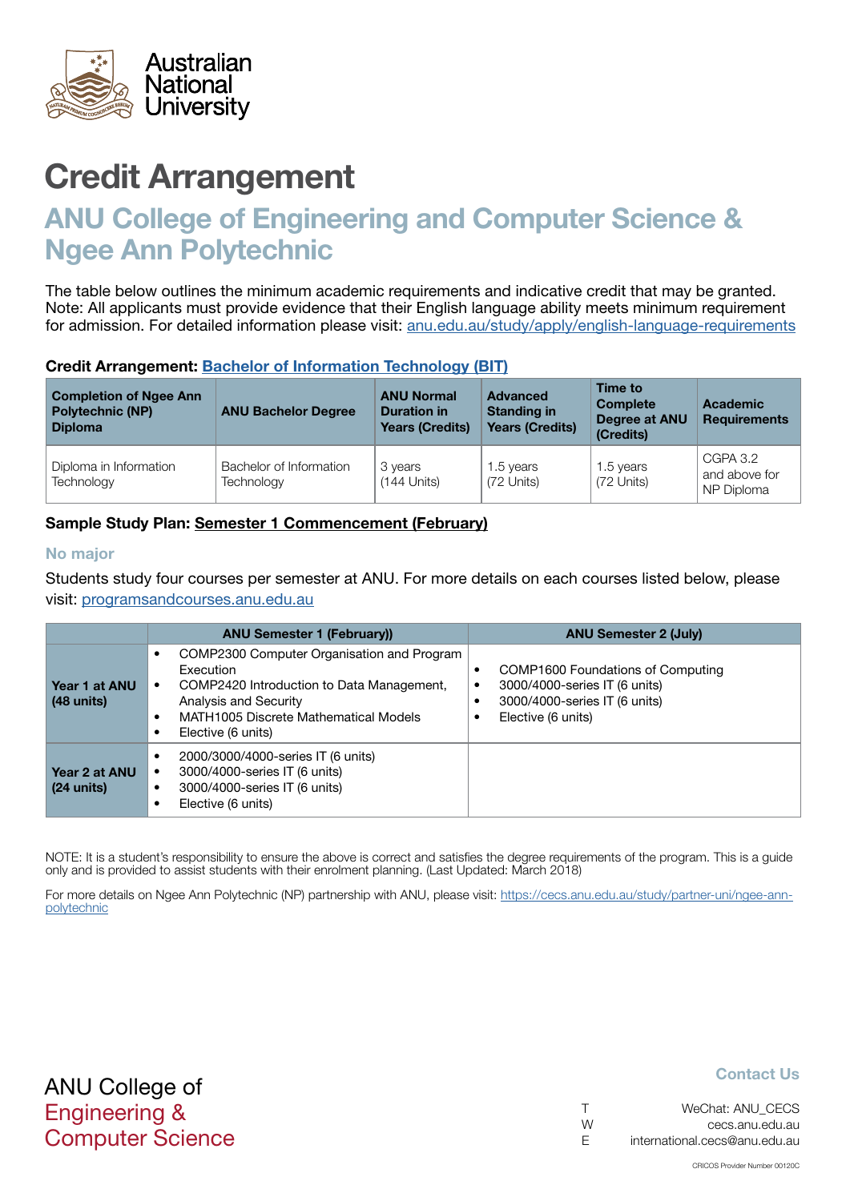Australian National University

# Credit Arrangement

## ANU College of Engineering and Computer Science & Ngee Ann Polytechnic

The table below outlines the minimum academic requirements and indicative credit that may be granted. Note: All applicants must provide evidence that their English language ability meets minimum requirement for admission. For detailed information please visit: anu.edu.au/study/apply/english-language-requirements

**Credit Arrangement: Bachelor of Information Technology (BIT)**

| Completion of Ngee Ann Polytechnic (NP) Diploma | ANU Bachelor Degree | ANU Normal Duration in Years (Credits) | Advanced Standing in Years (Credits) | Time to Complete Degree at ANU (Credits) | Academic Requirements |
|---|---|---|---|---|---|
| Diploma in Information Technology | Bachelor of Information Technology | 3 years (144 Units) | 1.5 years (72 Units) | 1.5 years (72 Units) | CGPA 3.2 and above for NP Diploma |

**Sample Study Plan: Semester 1 Commencement (February)**

**No major**

Students study four courses per semester at ANU. For more details on each courses listed below, please visit: programsandcourses.anu.edu.au

| | ANU Semester 1 (February)) | ANU Semester 2 (July) |
|---|---|---|
| **Year 1 at ANU (48 units)** | • COMP2300 Computer Organisation and Program Execution<br>• COMP2420 Introduction to Data Management, Analysis and Security<br>• MATH1005 Discrete Mathematical Models<br>• Elective (6 units) | • COMP1600 Foundations of Computing<br>• 3000/4000-series IT (6 units)<br>• 3000/4000-series IT (6 units)<br>• Elective (6 units) |
| **Year 2 at ANU (24 units)** | • 2000/3000/4000-series IT (6 units)<br>• 3000/4000-series IT (6 units)<br>• 3000/4000-series IT (6 units)<br>• Elective (6 units) | |

NOTE: It is a student's responsibility to ensure the above is correct and satisfies the degree requirements of the program. This is a guide only and is provided to assist students with their enrolment planning. (Last Updated: March 2018)

For more details on Ngee Ann Polytechnic (NP) partnership with ANU, please visit: https://cecs.anu.edu.au/study/partner-uni/ngee-ann-polytechnic

ANU College of Engineering & Computer Science

**Contact Us**

T WeChat: ANU_CECS
W cecs.anu.edu.au
E international.cecs@anu.edu.au

CRICOS Provider Number 00120C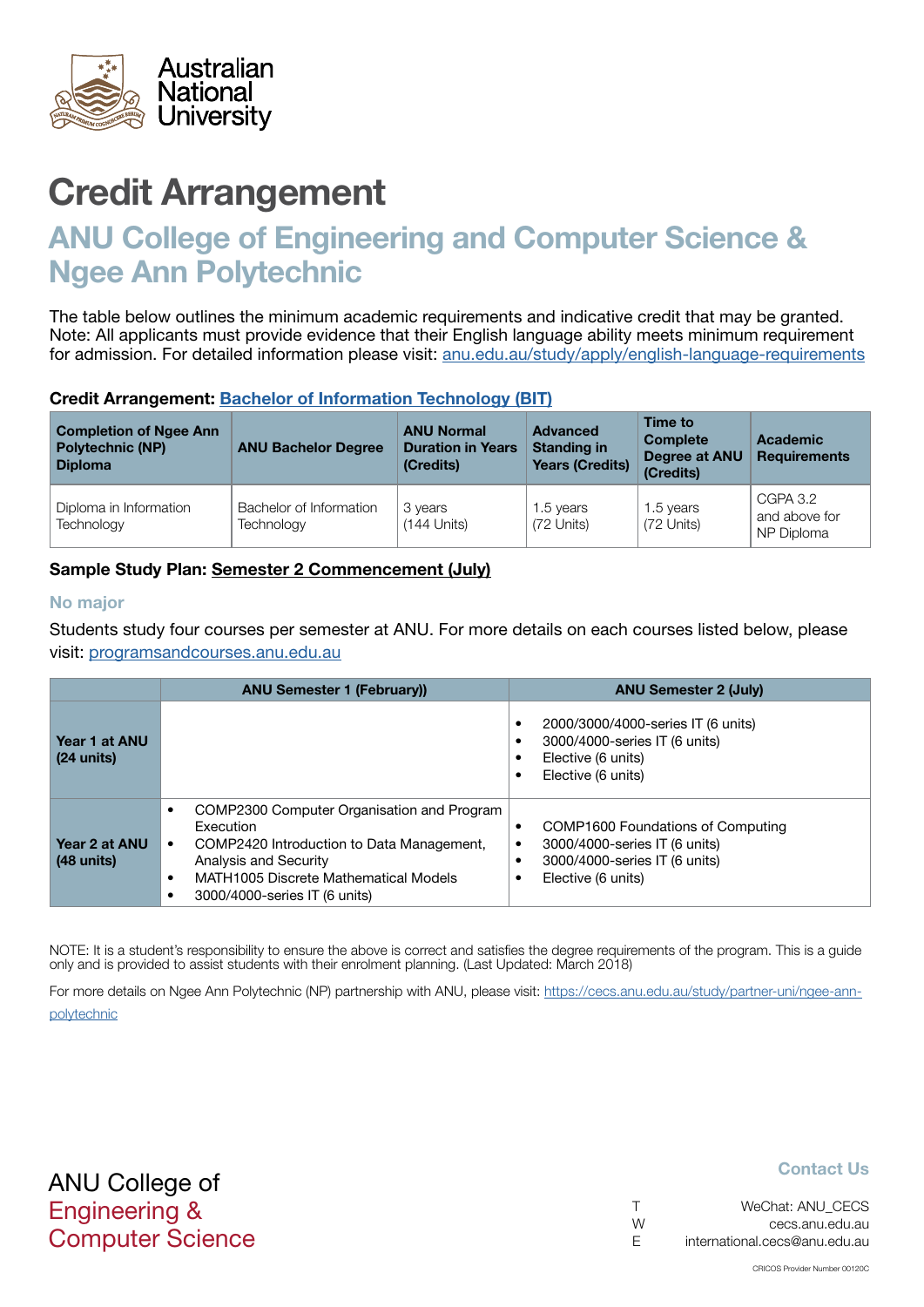Australian National University

# Credit Arrangement

## ANU College of Engineering and Computer Science & Ngee Ann Polytechnic

The table below outlines the minimum academic requirements and indicative credit that may be granted. Note: All applicants must provide evidence that their English language ability meets minimum requirement for admission. For detailed information please visit: anu.edu.au/study/apply/english-language-requirements

**Credit Arrangement: Bachelor of Information Technology (BIT)**

| Completion of Ngee Ann Polytechnic (NP) Diploma | ANU Bachelor Degree | ANU Normal Duration in Years (Credits) | Advanced Standing in Years (Credits) | Time to Complete Degree at ANU (Credits) | Academic Requirements |
|---|---|---|---|---|---|
| Diploma in Information Technology | Bachelor of Information Technology | 3 years (144 Units) | 1.5 years (72 Units) | 1.5 years (72 Units) | CGPA 3.2 and above for NP Diploma |

**Sample Study Plan: Semester 2 Commencement (July)**

### No major

Students study four courses per semester at ANU. For more details on each courses listed below, please visit: programsandcourses.anu.edu.au

| | ANU Semester 1 (February)) | ANU Semester 2 (July) |
|---|---|---|
| **Year 1 at ANU (24 units)** | | • 2000/3000/4000-series IT (6 units)<br>• 3000/4000-series IT (6 units)<br>• Elective (6 units)<br>• Elective (6 units) |
| **Year 2 at ANU (48 units)** | • COMP2300 Computer Organisation and Program Execution<br>• COMP2420 Introduction to Data Management, Analysis and Security<br>• MATH1005 Discrete Mathematical Models<br>• 3000/4000-series IT (6 units) | • COMP1600 Foundations of Computing<br>• 3000/4000-series IT (6 units)<br>• 3000/4000-series IT (6 units)<br>• Elective (6 units) |

NOTE: It is a student's responsibility to ensure the above is correct and satisfies the degree requirements of the program. This is a guide only and is provided to assist students with their enrolment planning. (Last Updated: March 2018)

For more details on Ngee Ann Polytechnic (NP) partnership with ANU, please visit: https://cecs.anu.edu.au/study/partner-uni/ngee-ann-polytechnic

ANU College of Engineering & Computer Science

**Contact Us**

T WeChat: ANU_CECS
W cecs.anu.edu.au
E international.cecs@anu.edu.au

CRICOS Provider Number 00120C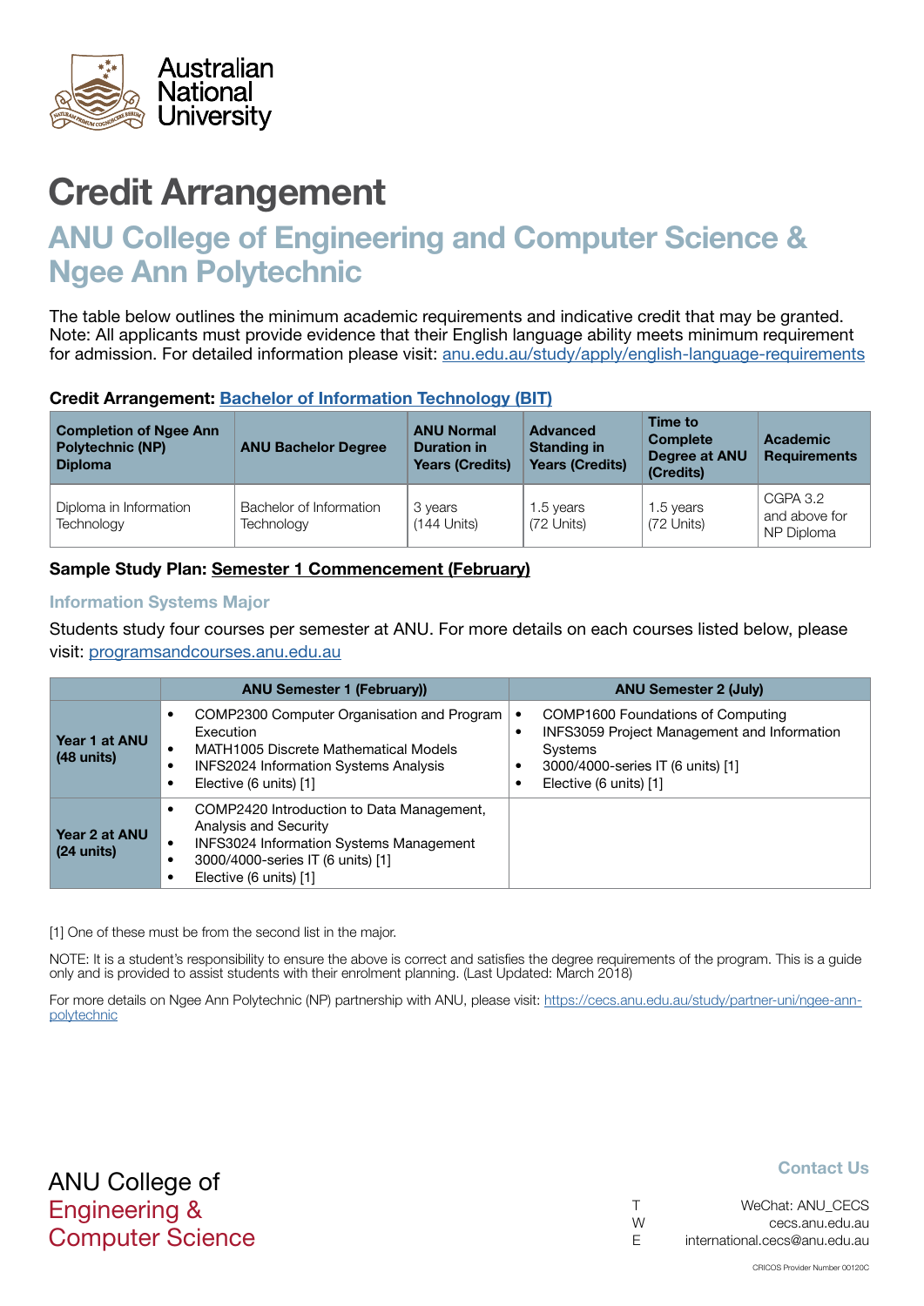# Credit Arrangement

## ANU College of Engineering and Computer Science & Ngee Ann Polytechnic

The table below outlines the minimum academic requirements and indicative credit that may be granted. Note: All applicants must provide evidence that their English language ability meets minimum requirement for admission. For detailed information please visit: [anu.edu.au/study/apply/english-language-requirements](anu.edu.au/study/apply/english-language-requirements)

**Credit Arrangement: [Bachelor of Information Technology (BIT)]()**

| Completion of Ngee Ann Polytechnic (NP) Diploma | ANU Bachelor Degree | ANU Normal Duration in Years (Credits) | Advanced Standing in Years (Credits) | Time to Complete Degree at ANU (Credits) | Academic Requirements |
|---|---|---|---|---|---|
| Diploma in Information Technology | Bachelor of Information Technology | 3 years (144 Units) | 1.5 years (72 Units) | 1.5 years (72 Units) | CGPA 3.2 and above for NP Diploma |

**Sample Study Plan: Semester 1 Commencement (February)**

### Information Systems Major

Students study four courses per semester at ANU. For more details on each courses listed below, please visit: [programsandcourses.anu.edu.au](programsandcourses.anu.edu.au)

| | ANU Semester 1 (February)) | ANU Semester 2 (July) |
|---|---|---|
| **Year 1 at ANU (48 units)** | • COMP2300 Computer Organisation and Program Execution<br>• MATH1005 Discrete Mathematical Models<br>• INFS2024 Information Systems Analysis<br>• Elective (6 units) [1] | • COMP1600 Foundations of Computing<br>• INFS3059 Project Management and Information Systems<br>• 3000/4000-series IT (6 units) [1]<br>• Elective (6 units) [1] |
| **Year 2 at ANU (24 units)** | • COMP2420 Introduction to Data Management, Analysis and Security<br>• INFS3024 Information Systems Management<br>• 3000/4000-series IT (6 units) [1]<br>• Elective (6 units) [1] | |

[1] One of these must be from the second list in the major.

NOTE: It is a student's responsibility to ensure the above is correct and satisfies the degree requirements of the program. This is a guide only and is provided to assist students with their enrolment planning. (Last Updated: March 2018)

For more details on Ngee Ann Polytechnic (NP) partnership with ANU, please visit: [https://cecs.anu.edu.au/study/partner-uni/ngee-ann-polytechnic](https://cecs.anu.edu.au/study/partner-uni/ngee-ann-polytechnic)

ANU College of Engineering & Computer Science

**Contact Us**

T WeChat: ANU_CECS
W cecs.anu.edu.au
E international.cecs@anu.edu.au

CRICOS Provider Number 00120C